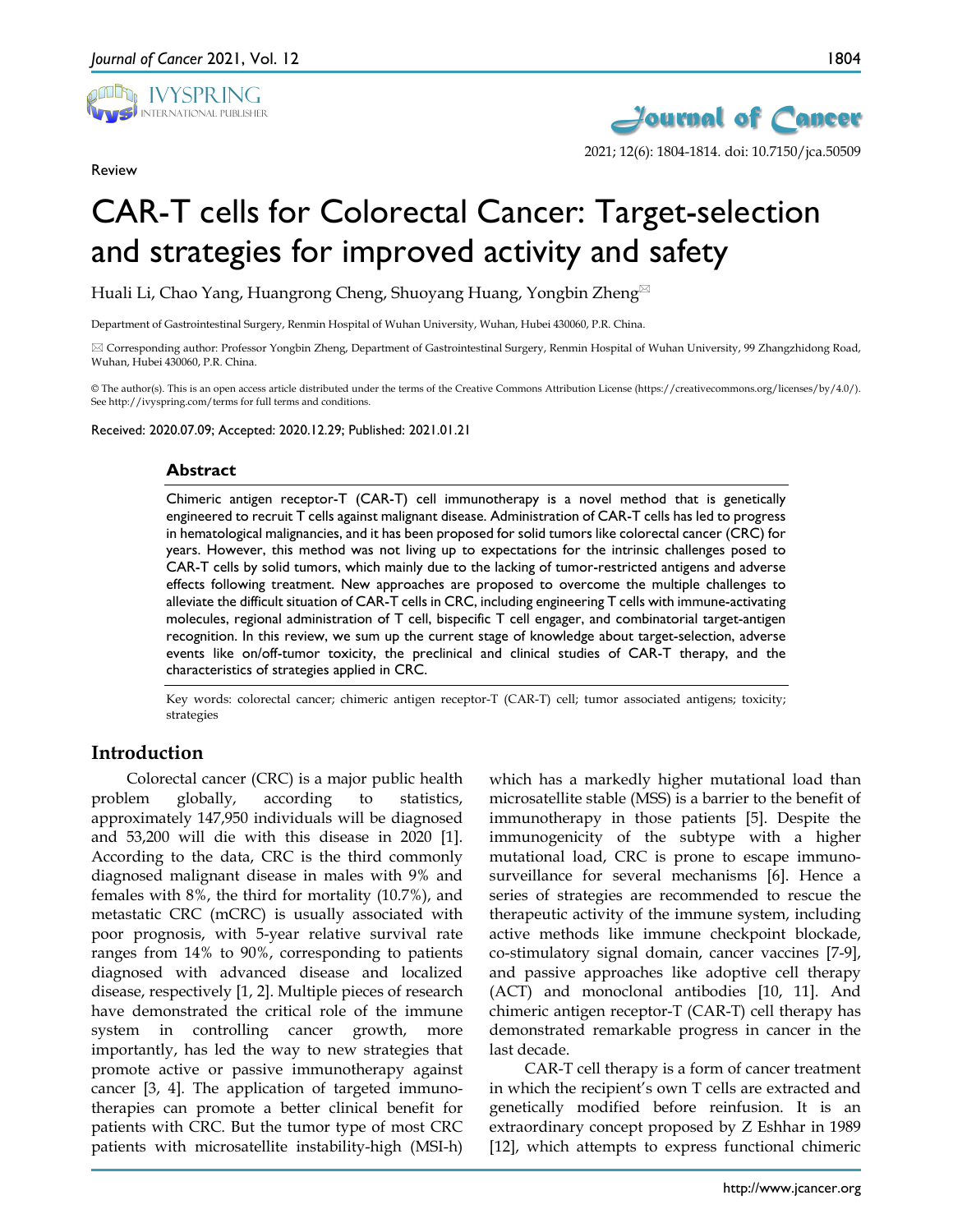Review

# CAR-T cells for Colorectal Cancer: Target-selection and strategies for improved activity and safety

Huali Li, Chao Yang, Huangrong Cheng, Shuoyang Huang, Yongbin Zheng✉

Department of Gastrointestinal Surgery, Renmin Hospital of Wuhan University, Wuhan, Hubei 430060, P.R. China.

✉ Corresponding author: Professor Yongbin Zheng, Department of Gastrointestinal Surgery, Renmin Hospital of Wuhan University, 99 Zhangzhidong Road, Wuhan, Hubei 430060, P.R. China.

© The author(s). This is an open access article distributed under the terms of the Creative Commons Attribution License (https://creativecommons.org/licenses/by/4.0/). See http://ivyspring.com/terms for full terms and conditions.

Received: 2020.07.09; Accepted: 2020.12.29; Published: 2021.01.21

## Abstract

Chimeric antigen receptor-T (CAR-T) cell immunotherapy is a novel method that is genetically engineered to recruit T cells against malignant disease. Administration of CAR-T cells has led to progress in hematological malignancies, and it has been proposed for solid tumors like colorectal cancer (CRC) for years. However, this method was not living up to expectations for the intrinsic challenges posed to CAR-T cells by solid tumors, which mainly due to the lacking of tumor-restricted antigens and adverse effects following treatment. New approaches are proposed to overcome the multiple challenges to alleviate the difficult situation of CAR-T cells in CRC, including engineering T cells with immune-activating molecules, regional administration of T cell, bispecific T cell engager, and combinatorial target-antigen recognition. In this review, we sum up the current stage of knowledge about target-selection, adverse events like on/off-tumor toxicity, the preclinical and clinical studies of CAR-T therapy, and the characteristics of strategies applied in CRC.

Key words: colorectal cancer; chimeric antigen receptor-T (CAR-T) cell; tumor associated antigens; toxicity; strategies

## Introduction

Colorectal cancer (CRC) is a major public health problem globally, according to statistics, approximately 147,950 individuals will be diagnosed and 53,200 will die with this disease in 2020 [1]. According to the data, CRC is the third commonly diagnosed malignant disease in males with 9% and females with 8%, the third for mortality (10.7%), and metastatic CRC (mCRC) is usually associated with poor prognosis, with 5-year relative survival rate ranges from 14% to 90%, corresponding to patients diagnosed with advanced disease and localized disease, respectively [1, 2]. Multiple pieces of research have demonstrated the critical role of the immune system in controlling cancer growth, more importantly, has led the way to new strategies that promote active or passive immunotherapy against cancer [3, 4]. The application of targeted immunotherapies can promote a better clinical benefit for patients with CRC. But the tumor type of most CRC patients with microsatellite instability-high (MSI-h) which has a markedly higher mutational load than microsatellite stable (MSS) is a barrier to the benefit of immunotherapy in those patients [5]. Despite the immunogenicity of the subtype with a higher mutational load, CRC is prone to escape immunosurveillance for several mechanisms [6]. Hence a series of strategies are recommended to rescue the therapeutic activity of the immune system, including active methods like immune checkpoint blockade, co-stimulatory signal domain, cancer vaccines [7-9], and passive approaches like adoptive cell therapy (ACT) and monoclonal antibodies [10, 11]. And chimeric antigen receptor-T (CAR-T) cell therapy has demonstrated remarkable progress in cancer in the last decade.

CAR-T cell therapy is a form of cancer treatment in which the recipient's own T cells are extracted and genetically modified before reinfusion. It is an extraordinary concept proposed by Z Eshhar in 1989 [12], which attempts to express functional chimeric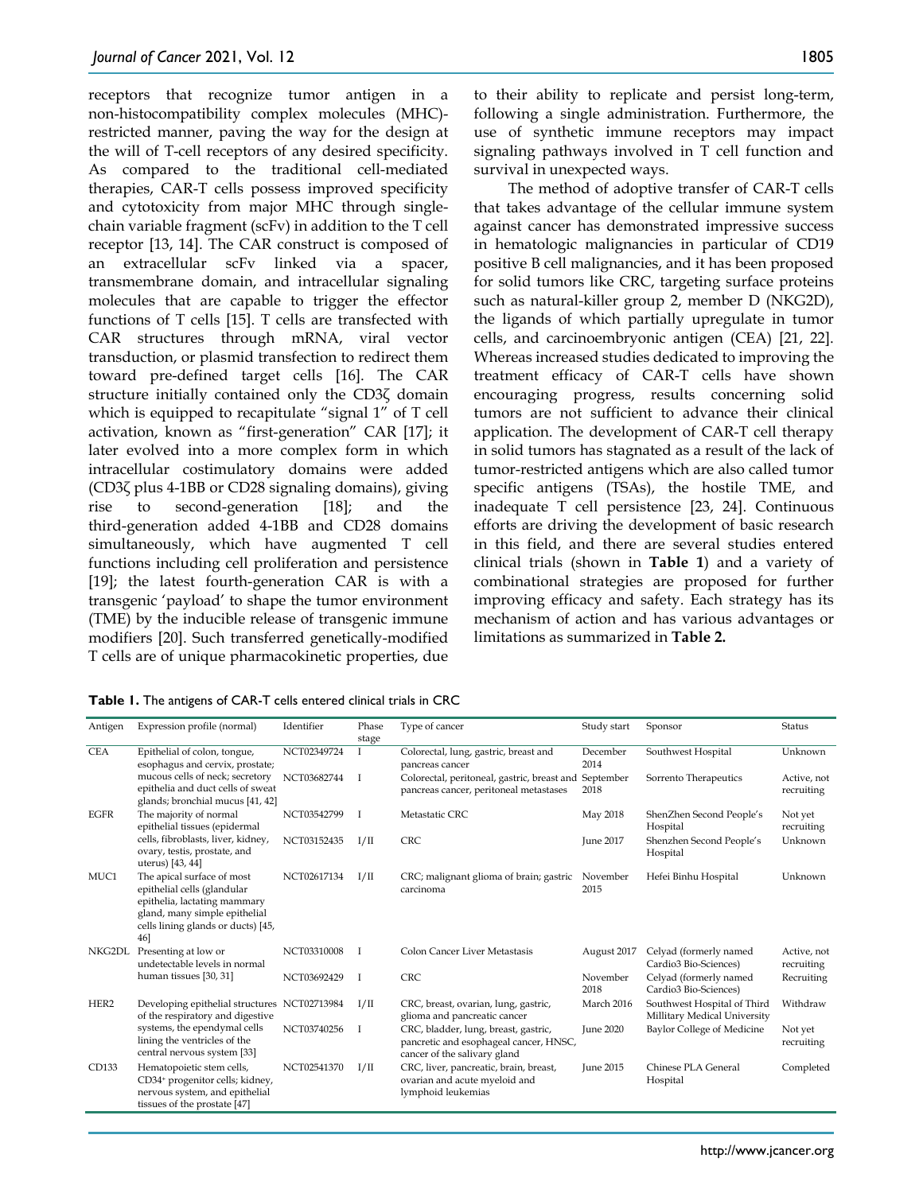receptors that recognize tumor antigen in a non-histocompatibility complex molecules (MHC)-restricted manner, paving the way for the design at the will of T-cell receptors of any desired specificity. As compared to the traditional cell-mediated therapies, CAR-T cells possess improved specificity and cytotoxicity from major MHC through single-chain variable fragment (scFv) in addition to the T cell receptor [13, 14]. The CAR construct is composed of an extracellular scFv linked via a spacer, transmembrane domain, and intracellular signaling molecules that are capable to trigger the effector functions of T cells [15]. T cells are transfected with CAR structures through mRNA, viral vector transduction, or plasmid transfection to redirect them toward pre-defined target cells [16]. The CAR structure initially contained only the CD3ζ domain which is equipped to recapitulate "signal 1" of T cell activation, known as "first-generation" CAR [17]; it later evolved into a more complex form in which intracellular costimulatory domains were added (CD3ζ plus 4-1BB or CD28 signaling domains), giving rise to second-generation [18]; and the third-generation added 4-1BB and CD28 domains simultaneously, which have augmented T cell functions including cell proliferation and persistence [19]; the latest fourth-generation CAR is with a transgenic 'payload' to shape the tumor environment (TME) by the inducible release of transgenic immune modifiers [20]. Such transferred genetically-modified T cells are of unique pharmacokinetic properties, due to their ability to replicate and persist long-term, following a single administration. Furthermore, the use of synthetic immune receptors may impact signaling pathways involved in T cell function and survival in unexpected ways.

The method of adoptive transfer of CAR-T cells that takes advantage of the cellular immune system against cancer has demonstrated impressive success in hematologic malignancies in particular of CD19 positive B cell malignancies, and it has been proposed for solid tumors like CRC, targeting surface proteins such as natural-killer group 2, member D (NKG2D), the ligands of which partially upregulate in tumor cells, and carcinoembryonic antigen (CEA) [21, 22]. Whereas increased studies dedicated to improving the treatment efficacy of CAR-T cells have shown encouraging progress, results concerning solid tumors are not sufficient to advance their clinical application. The development of CAR-T cell therapy in solid tumors has stagnated as a result of the lack of tumor-restricted antigens which are also called tumor specific antigens (TSAs), the hostile TME, and inadequate T cell persistence [23, 24]. Continuous efforts are driving the development of basic research in this field, and there are several studies entered clinical trials (shown in **Table 1**) and a variety of combinational strategies are proposed for further improving efficacy and safety. Each strategy has its mechanism of action and has various advantages or limitations as summarized in **Table 2.**

**Table 1.** The antigens of CAR-T cells entered clinical trials in CRC

| Antigen | Expression profile (normal) | Identifier | Phase stage | Type of cancer | Study start | Sponsor | Status |
|---|---|---|---|---|---|---|---|
| CEA | Epithelial of colon, tongue, esophagus and cervix, prostate; mucous cells of neck; secretory epithelia and duct cells of sweat glands; bronchial mucus [41, 42] | NCT02349724 | I | Colorectal, lung, gastric, breast and pancreas cancer | December 2014 | Southwest Hospital | Unknown |
| | | NCT03682744 | I | Colorectal, peritoneal, gastric, breast and pancreas cancer, peritoneal metastases | September 2018 | Sorrento Therapeutics | Active, not recruiting |
| EGFR | The majority of normal epithelial tissues (epidermal cells, fibroblasts, liver, kidney, ovary, testis, prostate, and uterus) [43, 44] | NCT03542799 | I | Metastatic CRC | May 2018 | ShenZhen Second People's Hospital | Not yet recruiting |
| | | NCT03152435 | I/II | CRC | June 2017 | Shenzhen Second People's Hospital | Unknown |
| MUC1 | The apical surface of most epithelial cells (glandular epithelia, lactating mammary gland, many simple epithelial cells lining glands or ducts) [45, 46] | NCT02617134 | I/II | CRC; malignant glioma of brain; gastric carcinoma | November 2015 | Hefei Binhu Hospital | Unknown |
| NKG2DL | Presenting at low or undetectable levels in normal human tissues [30, 31] | NCT03310008 | I | Colon Cancer Liver Metastasis | August 2017 | Celyad (formerly named Cardio3 Bio-Sciences) | Active, not recruiting |
| | | NCT03692429 | I | CRC | November 2018 | Celyad (formerly named Cardio3 Bio-Sciences) | Recruiting |
| HER2 | Developing epithelial structures of the respiratory and digestive systems, the ependymal cells lining the ventricles of the central nervous system [33] | NCT02713984 | I/II | CRC, breast, ovarian, lung, gastric, glioma and pancreatic cancer | March 2016 | Southwest Hospital of Third Millitary Medical University | Withdraw |
| | | NCT03740256 | I | CRC, bladder, lung, breast, gastric, pancretic and esophageal cancer, HNSC, cancer of the salivary gland | June 2020 | Baylor College of Medicine | Not yet recruiting |
| CD133 | Hematopoietic stem cells, $CD34^{+}$ progenitor cells; kidney, nervous system, and epithelial tissues of the prostate [47] | NCT02541370 | I/II | CRC, liver, pancreatic, brain, breast, ovarian and acute myeloid and lymphoid leukemias | June 2015 | Chinese PLA General Hospital | Completed |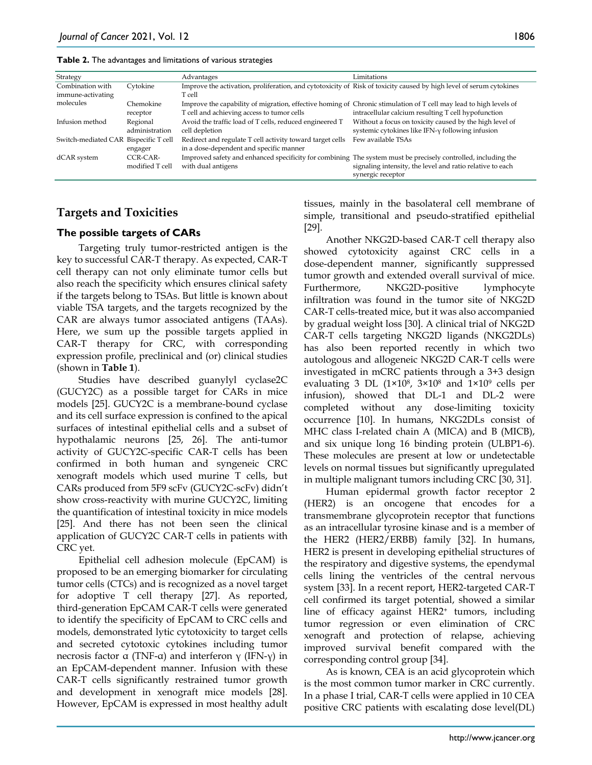**Table 2.** The advantages and limitations of various strategies

| Strategy | | Advantages | Limitations |
| --- | --- | --- | --- |
| Combination with immune-activating molecules | Cytokine | Improve the activation, proliferation, and cytotoxicity of T cell | Risk of toxicity caused by high level of serum cytokines |
| | Chemokine receptor | Improve the capability of migration, effective homing of T cell and achieving access to tumor cells | Chronic stimulation of T cell may lead to high levels of intracellular calcium resulting T cell hypofunction |
| Infusion method | Regional administration | Avoid the traffic load of T cells, reduced engineered T cell depletion | Without a focus on toxicity caused by the high level of systemic cytokines like IFN-γ following infusion |
| Switch-mediated CAR | Bispecific T cell engager | Redirect and regulate T cell activity toward target cells in a dose-dependent and specific manner | Few available TSAs |
| dCAR system | CCR-CAR-modified T cell | Improved safety and enhanced specificity for combining with dual antigens | The system must be precisely controlled, including the signaling intensity, the level and ratio relative to each synergic receptor |

## Targets and Toxicities

### The possible targets of CARs

Targeting truly tumor-restricted antigen is the key to successful CAR-T therapy. As expected, CAR-T cell therapy can not only eliminate tumor cells but also reach the specificity which ensures clinical safety if the targets belong to TSAs. But little is known about viable TSA targets, and the targets recognized by the CAR are always tumor associated antigens (TAAs). Here, we sum up the possible targets applied in CAR-T therapy for CRC, with corresponding expression profile, preclinical and (or) clinical studies (shown in **Table 1**).

Studies have described guanylyl cyclase2C (GUCY2C) as a possible target for CARs in mice models [25]. GUCY2C is a membrane-bound cyclase and its cell surface expression is confined to the apical surfaces of intestinal epithelial cells and a subset of hypothalamic neurons [25, 26]. The anti-tumor activity of GUCY2C-specific CAR-T cells has been confirmed in both human and syngeneic CRC xenograft models which used murine T cells, but CARs produced from 5F9 scFv (GUCY2C-scFv) didn't show cross-reactivity with murine GUCY2C, limiting the quantification of intestinal toxicity in mice models [25]. And there has not been seen the clinical application of GUCY2C CAR-T cells in patients with CRC yet.

Epithelial cell adhesion molecule (EpCAM) is proposed to be an emerging biomarker for circulating tumor cells (CTCs) and is recognized as a novel target for adoptive T cell therapy [27]. As reported, third-generation EpCAM CAR-T cells were generated to identify the specificity of EpCAM to CRC cells and models, demonstrated lytic cytotoxicity to target cells and secreted cytotoxic cytokines including tumor necrosis factor α (TNF-α) and interferon γ (IFN-γ) in an EpCAM-dependent manner. Infusion with these CAR-T cells significantly restrained tumor growth and development in xenograft mice models [28]. However, EpCAM is expressed in most healthy adult tissues, mainly in the basolateral cell membrane of simple, transitional and pseudo-stratified epithelial [29].

Another NKG2D-based CAR-T cell therapy also showed cytotoxicity against CRC cells in a dose-dependent manner, significantly suppressed tumor growth and extended overall survival of mice. Furthermore, NKG2D-positive lymphocyte infiltration was found in the tumor site of NKG2D CAR-T cells-treated mice, but it was also accompanied by gradual weight loss [30]. A clinical trial of NKG2D CAR-T cells targeting NKG2D ligands (NKG2DLs) has also been reported recently in which two autologous and allogeneic NKG2D CAR-T cells were investigated in mCRC patients through a 3+3 design evaluating 3 DL ($1\times10^8$, $3\times10^8$ and $1\times10^9$ cells per infusion), showed that DL-1 and DL-2 were completed without any dose-limiting toxicity occurrence [10]. In humans, NKG2DLs consist of MHC class I-related chain A (MICA) and B (MICB), and six unique long 16 binding protein (ULBP1-6). These molecules are present at low or undetectable levels on normal tissues but significantly upregulated in multiple malignant tumors including CRC [30, 31].

Human epidermal growth factor receptor 2 (HER2) is an oncogene that encodes for a transmembrane glycoprotein receptor that functions as an intracellular tyrosine kinase and is a member of the HER2 (HER2/ERBB) family [32]. In humans, HER2 is present in developing epithelial structures of the respiratory and digestive systems, the ependymal cells lining the ventricles of the central nervous system [33]. In a recent report, HER2-targeted CAR-T cell confirmed its target potential, showed a similar line of efficacy against HER2$^+$ tumors, including tumor regression or even elimination of CRC xenograft and protection of relapse, achieving improved survival benefit compared with the corresponding control group [34].

As is known, CEA is an acid glycoprotein which is the most common tumor marker in CRC currently. In a phase I trial, CAR-T cells were applied in 10 CEA positive CRC patients with escalating dose level(DL)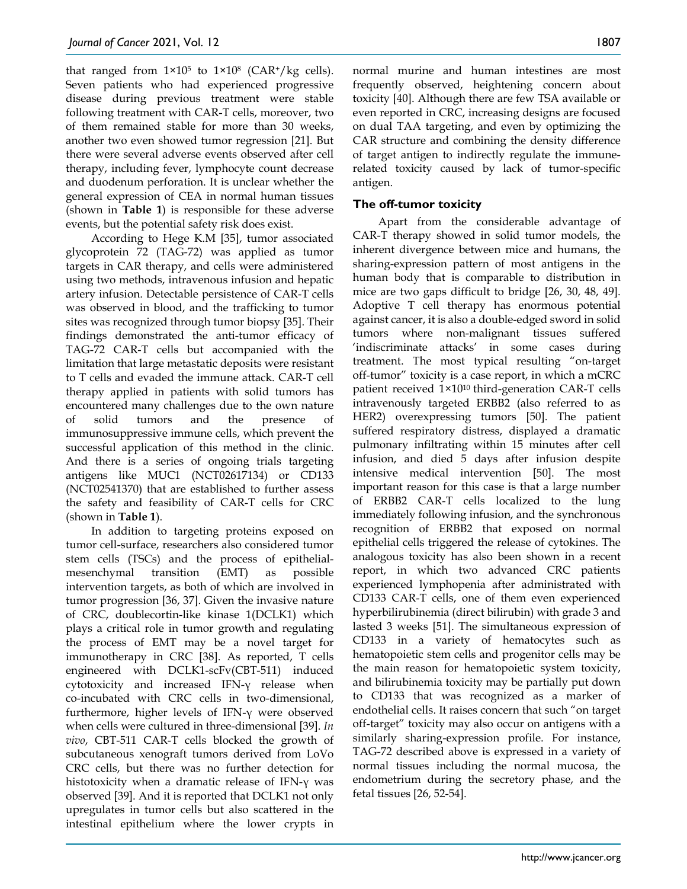that ranged from $1 \times 10^5$ to $1 \times 10^8$ ($CAR^+$/kg cells). Seven patients who had experienced progressive disease during previous treatment were stable following treatment with CAR-T cells, moreover, two of them remained stable for more than 30 weeks, another two even showed tumor regression [21]. But there were several adverse events observed after cell therapy, including fever, lymphocyte count decrease and duodenum perforation. It is unclear whether the general expression of CEA in normal human tissues (shown in **Table 1**) is responsible for these adverse events, but the potential safety risk does exist.

According to Hege K.M [35], tumor associated glycoprotein 72 (TAG-72) was applied as tumor targets in CAR therapy, and cells were administered using two methods, intravenous infusion and hepatic artery infusion. Detectable persistence of CAR-T cells was observed in blood, and the trafficking to tumor sites was recognized through tumor biopsy [35]. Their findings demonstrated the anti-tumor efficacy of TAG-72 CAR-T cells but accompanied with the limitation that large metastatic deposits were resistant to T cells and evaded the immune attack. CAR-T cell therapy applied in patients with solid tumors has encountered many challenges due to the own nature of solid tumors and the presence of immunosuppressive immune cells, which prevent the successful application of this method in the clinic. And there is a series of ongoing trials targeting antigens like MUC1 (NCT02617134) or CD133 (NCT02541370) that are established to further assess the safety and feasibility of CAR-T cells for CRC (shown in **Table 1**).

In addition to targeting proteins exposed on tumor cell-surface, researchers also considered tumor stem cells (TSCs) and the process of epithelial-mesenchymal transition (EMT) as possible intervention targets, as both of which are involved in tumor progression [36, 37]. Given the invasive nature of CRC, doublecortin-like kinase 1(DCLK1) which plays a critical role in tumor growth and regulating the process of EMT may be a novel target for immunotherapy in CRC [38]. As reported, T cells engineered with DCLK1-scFv(CBT-511) induced cytotoxicity and increased IFN-γ release when co-incubated with CRC cells in two-dimensional, furthermore, higher levels of IFN-γ were observed when cells were cultured in three-dimensional [39]. *In vivo*, CBT-511 CAR-T cells blocked the growth of subcutaneous xenograft tumors derived from LoVo CRC cells, but there was no further detection for histotoxicity when a dramatic release of IFN-γ was observed [39]. And it is reported that DCLK1 not only upregulates in tumor cells but also scattered in the intestinal epithelium where the lower crypts in normal murine and human intestines are most frequently observed, heightening concern about toxicity [40]. Although there are few TSA available or even reported in CRC, increasing designs are focused on dual TAA targeting, and even by optimizing the CAR structure and combining the density difference of target antigen to indirectly regulate the immune-related toxicity caused by lack of tumor-specific antigen.

### The off-tumor toxicity

Apart from the considerable advantage of CAR-T therapy showed in solid tumor models, the inherent divergence between mice and humans, the sharing-expression pattern of most antigens in the human body that is comparable to distribution in mice are two gaps difficult to bridge [26, 30, 48, 49]. Adoptive T cell therapy has enormous potential against cancer, it is also a double-edged sword in solid tumors where non-malignant tissues suffered 'indiscriminate attacks' in some cases during treatment. The most typical resulting "on-target off-tumor" toxicity is a case report, in which a mCRC patient received $1 \times 10^{10}$ third-generation CAR-T cells intravenously targeted ERBB2 (also referred to as HER2) overexpressing tumors [50]. The patient suffered respiratory distress, displayed a dramatic pulmonary infiltrating within 15 minutes after cell infusion, and died 5 days after infusion despite intensive medical intervention [50]. The most important reason for this case is that a large number of ERBB2 CAR-T cells localized to the lung immediately following infusion, and the synchronous recognition of ERBB2 that exposed on normal epithelial cells triggered the release of cytokines. The analogous toxicity has also been shown in a recent report, in which two advanced CRC patients experienced lymphopenia after administrated with CD133 CAR-T cells, one of them even experienced hyperbilirubinemia (direct bilirubin) with grade 3 and lasted 3 weeks [51]. The simultaneous expression of CD133 in a variety of hematocytes such as hematopoietic stem cells and progenitor cells may be the main reason for hematopoietic system toxicity, and bilirubinemia toxicity may be partially put down to CD133 that was recognized as a marker of endothelial cells. It raises concern that such "on target off-target" toxicity may also occur on antigens with a similarly sharing-expression profile. For instance, TAG-72 described above is expressed in a variety of normal tissues including the normal mucosa, the endometrium during the secretory phase, and the fetal tissues [26, 52-54].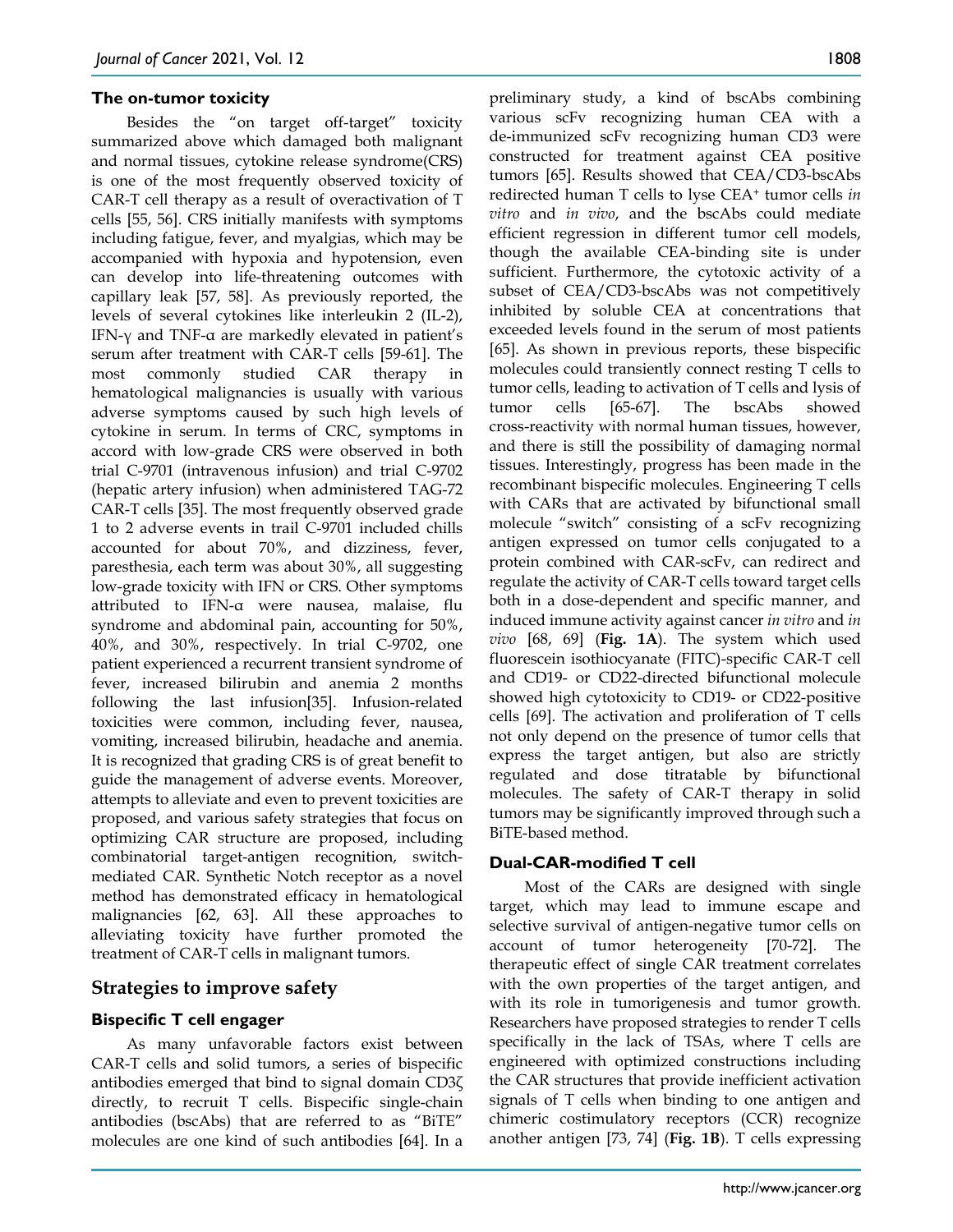### The on-tumor toxicity

Besides the "on target off-target" toxicity summarized above which damaged both malignant and normal tissues, cytokine release syndrome(CRS) is one of the most frequently observed toxicity of CAR-T cell therapy as a result of overactivation of T cells [55, 56]. CRS initially manifests with symptoms including fatigue, fever, and myalgias, which may be accompanied with hypoxia and hypotension, even can develop into life-threatening outcomes with capillary leak [57, 58]. As previously reported, the levels of several cytokines like interleukin 2 (IL-2), IFN-γ and TNF-α are markedly elevated in patient's serum after treatment with CAR-T cells [59-61]. The most commonly studied CAR therapy in hematological malignancies is usually with various adverse symptoms caused by such high levels of cytokine in serum. In terms of CRC, symptoms in accord with low-grade CRS were observed in both trial C-9701 (intravenous infusion) and trial C-9702 (hepatic artery infusion) when administered TAG-72 CAR-T cells [35]. The most frequently observed grade 1 to 2 adverse events in trail C-9701 included chills accounted for about 70%, and dizziness, fever, paresthesia, each term was about 30%, all suggesting low-grade toxicity with IFN or CRS. Other symptoms attributed to IFN-α were nausea, malaise, flu syndrome and abdominal pain, accounting for 50%, 40%, and 30%, respectively. In trial C-9702, one patient experienced a recurrent transient syndrome of fever, increased bilirubin and anemia 2 months following the last infusion[35]. Infusion-related toxicities were common, including fever, nausea, vomiting, increased bilirubin, headache and anemia. It is recognized that grading CRS is of great benefit to guide the management of adverse events. Moreover, attempts to alleviate and even to prevent toxicities are proposed, and various safety strategies that focus on optimizing CAR structure are proposed, including combinatorial target-antigen recognition, switch-mediated CAR. Synthetic Notch receptor as a novel method has demonstrated efficacy in hematological malignancies [62, 63]. All these approaches to alleviating toxicity have further promoted the treatment of CAR-T cells in malignant tumors.

## Strategies to improve safety

### Bispecific T cell engager

As many unfavorable factors exist between CAR-T cells and solid tumors, a series of bispecific antibodies emerged that bind to signal domain CD3ζ directly, to recruit T cells. Bispecific single-chain antibodies (bscAbs) that are referred to as "BiTE" molecules are one kind of such antibodies [64]. In a preliminary study, a kind of bscAbs combining various scFv recognizing human CEA with a de-immunized scFv recognizing human CD3 were constructed for treatment against CEA positive tumors [65]. Results showed that CEA/CD3-bscAbs redirected human T cells to lyse CEA$^+$ tumor cells *in vitro* and *in vivo*, and the bscAbs could mediate efficient regression in different tumor cell models, though the available CEA-binding site is under sufficient. Furthermore, the cytotoxic activity of a subset of CEA/CD3-bscAbs was not competitively inhibited by soluble CEA at concentrations that exceeded levels found in the serum of most patients [65]. As shown in previous reports, these bispecific molecules could transiently connect resting T cells to tumor cells, leading to activation of T cells and lysis of tumor cells [65-67]. The bscAbs showed cross-reactivity with normal human tissues, however, and there is still the possibility of damaging normal tissues. Interestingly, progress has been made in the recombinant bispecific molecules. Engineering T cells with CARs that are activated by bifunctional small molecule "switch" consisting of a scFv recognizing antigen expressed on tumor cells conjugated to a protein combined with CAR-scFv, can redirect and regulate the activity of CAR-T cells toward target cells both in a dose-dependent and specific manner, and induced immune activity against cancer *in vitro* and *in vivo* [68, 69] (**Fig. 1A**). The system which used fluorescein isothiocyanate (FITC)-specific CAR-T cell and CD19- or CD22-directed bifunctional molecule showed high cytotoxicity to CD19- or CD22-positive cells [69]. The activation and proliferation of T cells not only depend on the presence of tumor cells that express the target antigen, but also are strictly regulated and dose titratable by bifunctional molecules. The safety of CAR-T therapy in solid tumors may be significantly improved through such a BiTE-based method.

### Dual-CAR-modified T cell

Most of the CARs are designed with single target, which may lead to immune escape and selective survival of antigen-negative tumor cells on account of tumor heterogeneity [70-72]. The therapeutic effect of single CAR treatment correlates with the own properties of the target antigen, and with its role in tumorigenesis and tumor growth. Researchers have proposed strategies to render T cells specifically in the lack of TSAs, where T cells are engineered with optimized constructions including the CAR structures that provide inefficient activation signals of T cells when binding to one antigen and chimeric costimulatory receptors (CCR) recognize another antigen [73, 74] (**Fig. 1B**). T cells expressing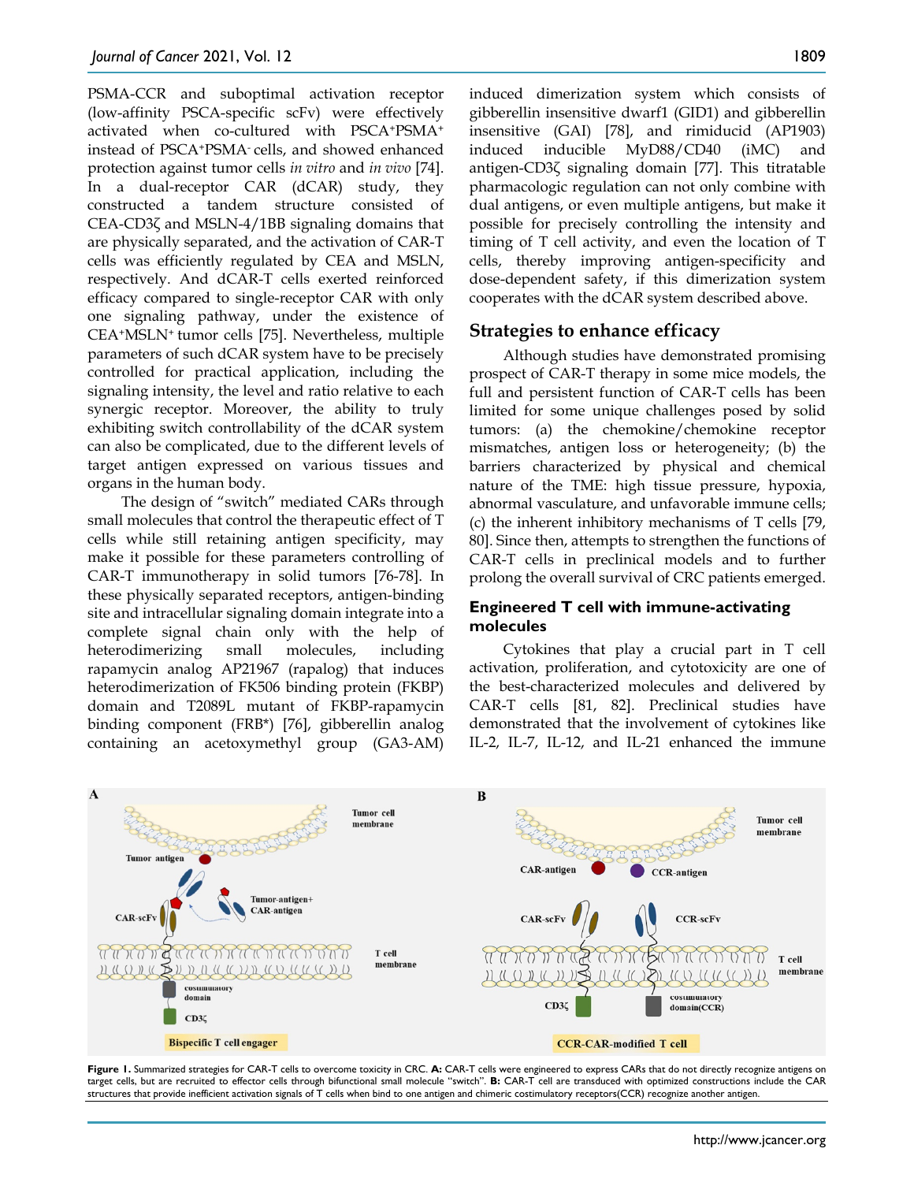PSMA-CCR and suboptimal activation receptor (low-affinity PSCA-specific scFv) were effectively activated when co-cultured with $PSCA^+PSMA^+$ instead of $PSCA^+PSMA^-$ cells, and showed enhanced protection against tumor cells *in vitro* and *in vivo* [74]. In a dual-receptor CAR (dCAR) study, they constructed a tandem structure consisted of CEA-CD3ζ and MSLN-4/1BB signaling domains that are physically separated, and the activation of CAR-T cells was efficiently regulated by CEA and MSLN, respectively. And dCAR-T cells exerted reinforced efficacy compared to single-receptor CAR with only one signaling pathway, under the existence of $CEA^+MSLN^+$ tumor cells [75]. Nevertheless, multiple parameters of such dCAR system have to be precisely controlled for practical application, including the signaling intensity, the level and ratio relative to each synergic receptor. Moreover, the ability to truly exhibiting switch controllability of the dCAR system can also be complicated, due to the different levels of target antigen expressed on various tissues and organs in the human body.

The design of "switch" mediated CARs through small molecules that control the therapeutic effect of T cells while still retaining antigen specificity, may make it possible for these parameters controlling of CAR-T immunotherapy in solid tumors [76-78]. In these physically separated receptors, antigen-binding site and intracellular signaling domain integrate into a complete signal chain only with the help of heterodimerizing small molecules, including rapamycin analog AP21967 (rapalog) that induces heterodimerization of FK506 binding protein (FKBP) domain and T2089L mutant of FKBP-rapamycin binding component (FRB*) [76], gibberellin analog containing an acetoxymethyl group (GA3-AM) induced dimerization system which consists of gibberellin insensitive dwarf1 (GID1) and gibberellin insensitive (GAI) [78], and rimiducid (AP1903) induced inducible MyD88/CD40 (iMC) and antigen-CD3ζ signaling domain [77]. This titratable pharmacologic regulation can not only combine with dual antigens, or even multiple antigens, but make it possible for precisely controlling the intensity and timing of T cell activity, and even the location of T cells, thereby improving antigen-specificity and dose-dependent safety, if this dimerization system cooperates with the dCAR system described above.

## Strategies to enhance efficacy

Although studies have demonstrated promising prospect of CAR-T therapy in some mice models, the full and persistent function of CAR-T cells has been limited for some unique challenges posed by solid tumors: (a) the chemokine/chemokine receptor mismatches, antigen loss or heterogeneity; (b) the barriers characterized by physical and chemical nature of the TME: high tissue pressure, hypoxia, abnormal vasculature, and unfavorable immune cells; (c) the inherent inhibitory mechanisms of T cells [79, 80]. Since then, attempts to strengthen the functions of CAR-T cells in preclinical models and to further prolong the overall survival of CRC patients emerged.

### Engineered T cell with immune-activating molecules

Cytokines that play a crucial part in T cell activation, proliferation, and cytotoxicity are one of the best-characterized molecules and delivered by CAR-T cells [81, 82]. Preclinical studies have demonstrated that the involvement of cytokines like IL-2, IL-7, IL-12, and IL-21 enhanced the immune

**Figure 1.** Summarized strategies for CAR-T cells to overcome toxicity in CRC. **A:** CAR-T cells were engineered to express CARs that do not directly recognize antigens on target cells, but are recruited to effector cells through bifunctional small molecule "switch". **B:** CAR-T cell are transduced with optimized constructions include the CAR structures that provide inefficient activation signals of T cells when bind to one antigen and chimeric costimulatory receptors(CCR) recognize another antigen.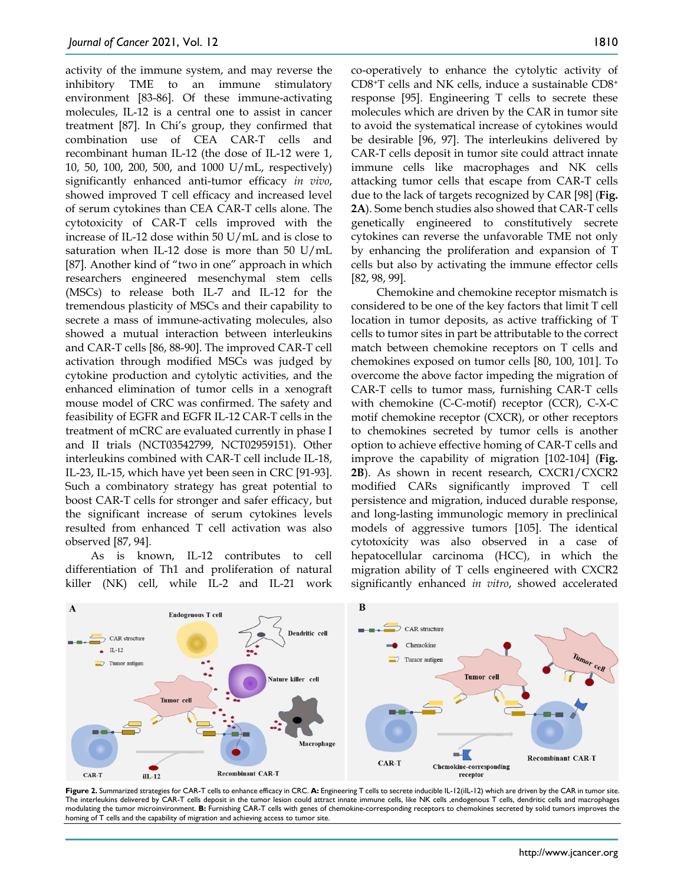activity of the immune system, and may reverse the inhibitory TME to an immune stimulatory environment [83-86]. Of these immune-activating molecules, IL-12 is a central one to assist in cancer treatment [87]. In Chi's group, they confirmed that combination use of CEA CAR-T cells and recombinant human IL-12 (the dose of IL-12 were 1, 10, 50, 100, 200, 500, and 1000 U/mL, respectively) significantly enhanced anti-tumor efficacy *in vivo*, showed improved T cell efficacy and increased level of serum cytokines than CEA CAR-T cells alone. The cytotoxicity of CAR-T cells improved with the increase of IL-12 dose within 50 U/mL and is close to saturation when IL-12 dose is more than 50 U/mL [87]. Another kind of "two in one" approach in which researchers engineered mesenchymal stem cells (MSCs) to release both IL-7 and IL-12 for the tremendous plasticity of MSCs and their capability to secrete a mass of immune-activating molecules, also showed a mutual interaction between interleukins and CAR-T cells [86, 88-90]. The improved CAR-T cell activation through modified MSCs was judged by cytokine production and cytolytic activities, and the enhanced elimination of tumor cells in a xenograft mouse model of CRC was confirmed. The safety and feasibility of EGFR and EGFR IL-12 CAR-T cells in the treatment of mCRC are evaluated currently in phase I and II trials (NCT03542799, NCT02959151). Other interleukins combined with CAR-T cell include IL-18, IL-23, IL-15, which have yet been seen in CRC [91-93]. Such a combinatory strategy has great potential to boost CAR-T cells for stronger and safer efficacy, but the significant increase of serum cytokines levels resulted from enhanced T cell activation was also observed [87, 94].

As is known, IL-12 contributes to cell differentiation of Th1 and proliferation of natural killer (NK) cell, while IL-2 and IL-21 work co-operatively to enhance the cytolytic activity of CD8$^+$T cells and NK cells, induce a sustainable CD8$^+$ response [95]. Engineering T cells to secrete these molecules which are driven by the CAR in tumor site to avoid the systematical increase of cytokines would be desirable [96, 97]. The interleukins delivered by CAR-T cells deposit in tumor site could attract innate immune cells like macrophages and NK cells attacking tumor cells that escape from CAR-T cells due to the lack of targets recognized by CAR [98] (**Fig. 2A**). Some bench studies also showed that CAR-T cells genetically engineered to constitutively secrete cytokines can reverse the unfavorable TME not only by enhancing the proliferation and expansion of T cells but also by activating the immune effector cells [82, 98, 99].

Chemokine and chemokine receptor mismatch is considered to be one of the key factors that limit T cell location in tumor deposits, as active trafficking of T cells to tumor sites in part be attributable to the correct match between chemokine receptors on T cells and chemokines exposed on tumor cells [80, 100, 101]. To overcome the above factor impeding the migration of CAR-T cells to tumor mass, furnishing CAR-T cells with chemokine (C-C-motif) receptor (CCR), C-X-C motif chemokine receptor (CXCR), or other receptors to chemokines secreted by tumor cells is another option to achieve effective homing of CAR-T cells and improve the capability of migration [102-104] (**Fig. 2B**). As shown in recent research, CXCR1/CXCR2 modified CARs significantly improved T cell persistence and migration, induced durable response, and long-lasting immunologic memory in preclinical models of aggressive tumors [105]. The identical cytotoxicity was also observed in a case of hepatocellular carcinoma (HCC), in which the migration ability of T cells engineered with CXCR2 significantly enhanced *in vitro*, showed accelerated

**Figure 2.** Summarized strategies for CAR-T cells to enhance efficacy in CRC. **A:** Engineering T cells to secrete inducible IL-12(iIL-12) which are driven by the CAR in tumor site. The interleukins delivered by CAR-T cells deposit in the tumor lesion could attract innate immune cells, like NK cells ,endogenous T cells, dendritic cells and macrophages modulating the tumor microinvironment. **B:** Furnishing CAR-T cells with genes of chemokine-corresponding receptors to chemokines secreted by solid tumors improves the homing of T cells and the capability of migration and achieving access to tumor site.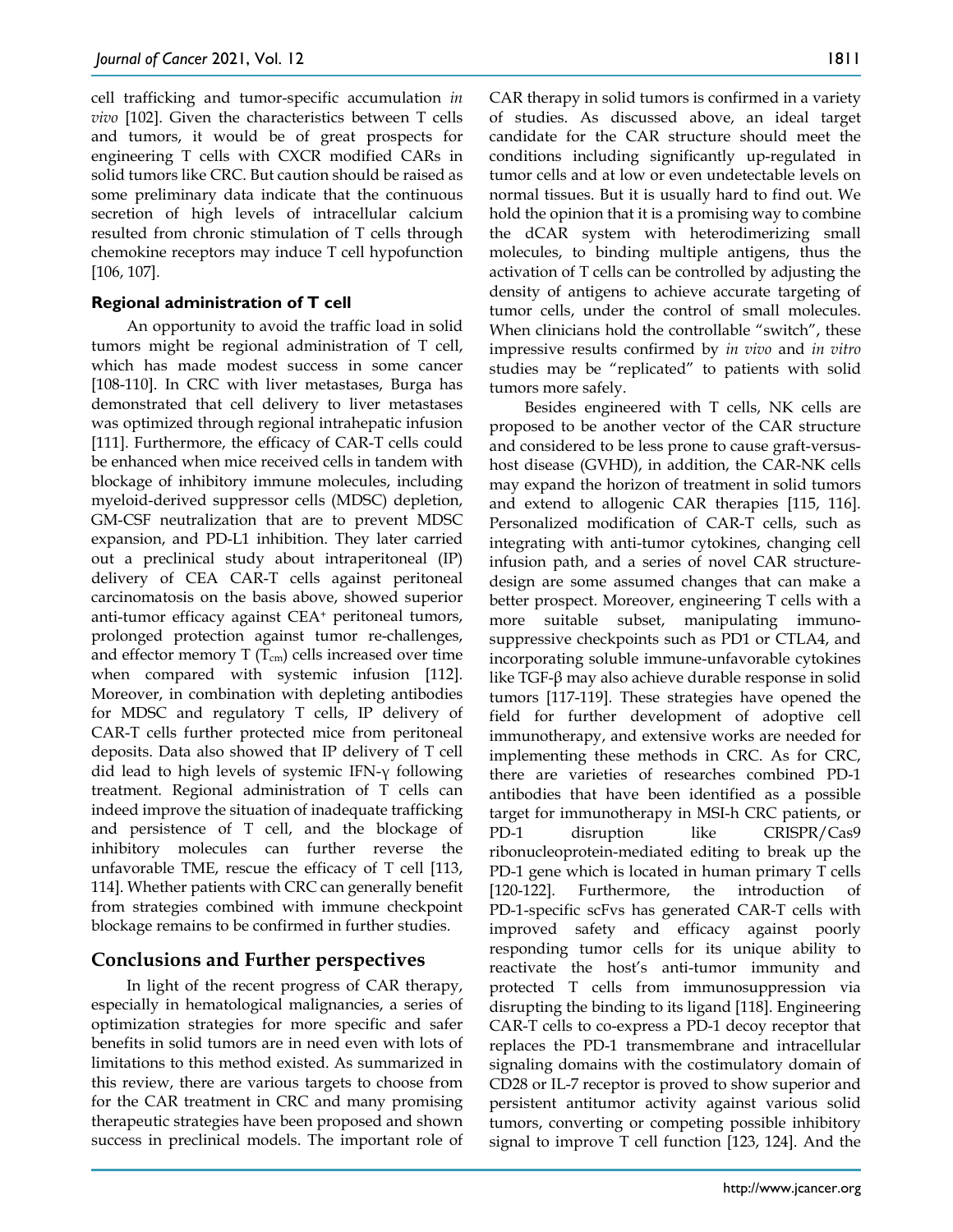cell trafficking and tumor-specific accumulation *in vivo* [102]. Given the characteristics between T cells and tumors, it would be of great prospects for engineering T cells with CXCR modified CARs in solid tumors like CRC. But caution should be raised as some preliminary data indicate that the continuous secretion of high levels of intracellular calcium resulted from chronic stimulation of T cells through chemokine receptors may induce T cell hypofunction [106, 107].

### Regional administration of T cell

An opportunity to avoid the traffic load in solid tumors might be regional administration of T cell, which has made modest success in some cancer [108-110]. In CRC with liver metastases, Burga has demonstrated that cell delivery to liver metastases was optimized through regional intrahepatic infusion [111]. Furthermore, the efficacy of CAR-T cells could be enhanced when mice received cells in tandem with blockage of inhibitory immune molecules, including myeloid-derived suppressor cells (MDSC) depletion, GM-CSF neutralization that are to prevent MDSC expansion, and PD-L1 inhibition. They later carried out a preclinical study about intraperitoneal (IP) delivery of CEA CAR-T cells against peritoneal carcinomatosis on the basis above, showed superior anti-tumor efficacy against CEA⁺ peritoneal tumors, prolonged protection against tumor re-challenges, and effector memory T ($T_{cm}$) cells increased over time when compared with systemic infusion [112]. Moreover, in combination with depleting antibodies for MDSC and regulatory T cells, IP delivery of CAR-T cells further protected mice from peritoneal deposits. Data also showed that IP delivery of T cell did lead to high levels of systemic IFN-γ following treatment. Regional administration of T cells can indeed improve the situation of inadequate trafficking and persistence of T cell, and the blockage of inhibitory molecules can further reverse the unfavorable TME, rescue the efficacy of T cell [113, 114]. Whether patients with CRC can generally benefit from strategies combined with immune checkpoint blockage remains to be confirmed in further studies.

## Conclusions and Further perspectives

In light of the recent progress of CAR therapy, especially in hematological malignancies, a series of optimization strategies for more specific and safer benefits in solid tumors are in need even with lots of limitations to this method existed. As summarized in this review, there are various targets to choose from for the CAR treatment in CRC and many promising therapeutic strategies have been proposed and shown success in preclinical models. The important role of CAR therapy in solid tumors is confirmed in a variety of studies. As discussed above, an ideal target candidate for the CAR structure should meet the conditions including significantly up-regulated in tumor cells and at low or even undetectable levels on normal tissues. But it is usually hard to find out. We hold the opinion that it is a promising way to combine the dCAR system with heterodimerizing small molecules, to binding multiple antigens, thus the activation of T cells can be controlled by adjusting the density of antigens to achieve accurate targeting of tumor cells, under the control of small molecules. When clinicians hold the controllable "switch", these impressive results confirmed by *in vivo* and *in vitro* studies may be "replicated" to patients with solid tumors more safely.

Besides engineered with T cells, NK cells are proposed to be another vector of the CAR structure and considered to be less prone to cause graft-versus-host disease (GVHD), in addition, the CAR-NK cells may expand the horizon of treatment in solid tumors and extend to allogenic CAR therapies [115, 116]. Personalized modification of CAR-T cells, such as integrating with anti-tumor cytokines, changing cell infusion path, and a series of novel CAR structure-design are some assumed changes that can make a better prospect. Moreover, engineering T cells with a more suitable subset, manipulating immuno-suppressive checkpoints such as PD1 or CTLA4, and incorporating soluble immune-unfavorable cytokines like TGF-β may also achieve durable response in solid tumors [117-119]. These strategies have opened the field for further development of adoptive cell immunotherapy, and extensive works are needed for implementing these methods in CRC. As for CRC, there are varieties of researches combined PD-1 antibodies that have been identified as a possible target for immunotherapy in MSI-h CRC patients, or PD-1 disruption like CRISPR/Cas9 ribonucleoprotein-mediated editing to break up the PD-1 gene which is located in human primary T cells [120-122]. Furthermore, the introduction of PD-1-specific scFvs has generated CAR-T cells with improved safety and efficacy against poorly responding tumor cells for its unique ability to reactivate the host's anti-tumor immunity and protected T cells from immunosuppression via disrupting the binding to its ligand [118]. Engineering CAR-T cells to co-express a PD-1 decoy receptor that replaces the PD-1 transmembrane and intracellular signaling domains with the costimulatory domain of CD28 or IL-7 receptor is proved to show superior and persistent antitumor activity against various solid tumors, converting or competing possible inhibitory signal to improve T cell function [123, 124]. And the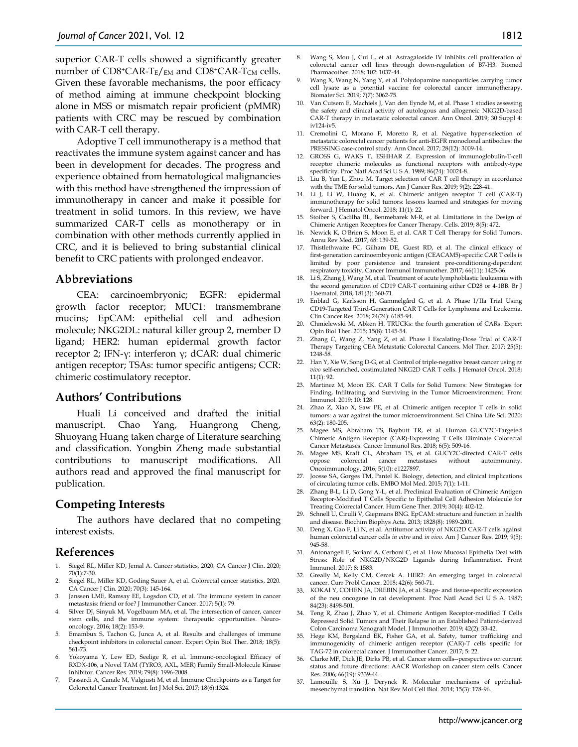superior CAR-T cells showed a significantly greater number of $CD8^{+}CAR\text{-}T_{E}/_{EM}$ and $CD8^{+}CAR\text{-}T_{CM}$ cells. Given these favorable mechanisms, the poor efficacy of method aiming at immune checkpoint blocking alone in MSS or mismatch repair proficient (pMMR) patients with CRC may be rescued by combination with CAR-T cell therapy.

Adoptive T cell immunotherapy is a method that reactivates the immune system against cancer and has been in development for decades. The progress and experience obtained from hematological malignancies with this method have strengthened the impression of immunotherapy in cancer and make it possible for treatment in solid tumors. In this review, we have summarized CAR-T cells as monotherapy or in combination with other methods currently applied in CRC, and it is believed to bring substantial clinical benefit to CRC patients with prolonged endeavor.

## Abbreviations

CEA: carcinoembryonic; EGFR: epidermal growth factor receptor; MUC1: transmembrane mucins; EpCAM: epithelial cell and adhesion molecule; NKG2DL: natural killer group 2, member D ligand; HER2: human epidermal growth factor receptor 2; IFN-γ: interferon γ; dCAR: dual chimeric antigen receptor; TSAs: tumor specific antigens; CCR: chimeric costimulatory receptor.

## Authors' Contributions

Huali Li conceived and drafted the initial manuscript. Chao Yang, Huangrong Cheng, Shuoyang Huang taken charge of Literature searching and classification. Yongbin Zheng made substantial contributions to manuscript modifications. All authors read and approved the final manuscript for publication.

## Competing Interests

The authors have declared that no competing interest exists.

## References

1. Siegel RL, Miller KD, Jemal A. Cancer statistics, 2020. CA Cancer J Clin. 2020; 70(1):7-30.
2. Siegel RL, Miller KD, Goding Sauer A, et al. Colorectal cancer statistics, 2020. CA Cancer J Clin. 2020; 70(3): 145-164.
3. Janssen LME, Ramsay EE, Logsdon CD, et al. The immune system in cancer metastasis: friend or foe? J Immunother Cancer. 2017; 5(1): 79.
4. Silver DJ, Sinyuk M, Vogelbaum MA, et al. The intersection of cancer, cancer stem cells, and the immune system: therapeutic opportunities. Neuro-oncology. 2016; 18(2): 153-9.
5. Emambux S, Tachon G, Junca A, et al. Results and challenges of immune checkpoint inhibitors in colorectal cancer. Expert Opin Biol Ther. 2018; 18(5): 561-73.
6. Yokoyama Y, Lew ED, Seelige R, et al. Immuno-oncological Efficacy of RXDX-106, a Novel TAM (TYRO3, AXL, MER) Family Small-Molecule Kinase Inhibitor. Cancer Res. 2019; 79(8): 1996-2008.
7. Passardi A, Canale M, Valgiusti M, et al. Immune Checkpoints as a Target for Colorectal Cancer Treatment. Int J Mol Sci. 2017; 18(6):1324.
8. Wang S, Mou J, Cui L, et al. Astragaloside IV inhibits cell proliferation of colorectal cancer cell lines through down-regulation of B7-H3. Biomed Pharmacother. 2018; 102: 1037-44.
9. Wang X, Wang N, Yang Y, et al. Polydopamine nanoparticles carrying tumor cell lysate as a potential vaccine for colorectal cancer immunotherapy. Biomater Sci. 2019; 7(7): 3062-75.
10. Van Cutsem E, Machiels J, Van den Eynde M, et al. Phase 1 studies assessing the safety and clinical activity of autologous and allogeneic NKG2D-based CAR-T therapy in metastatic colorectal cancer. Ann Oncol. 2019; 30 Suppl 4: iv124-iv5.
11. Cremolini C, Morano F, Moretto R, et al. Negative hyper-selection of metastatic colorectal cancer patients for anti-EGFR monoclonal antibodies: the PRESSING case-control study. Ann Oncol. 2017; 28(12): 3009-14.
12. GROSS G, WAKS T, ESHHAR Z. Expression of immunoglobulin-T-cell receptor chimeric molecules as functional receptors with antibody-type specificity. Proc Natl Acad Sci U S A. 1989; 86(24): 10024-8.
13. Liu B, Yan L, Zhou M. Target selection of CAR T cell therapy in accordance with the TME for solid tumors. Am J Cancer Res. 2019; 9(2): 228-41.
14. Li J, Li W, Huang K, et al. Chimeric antigen receptor T cell (CAR-T) immunotherapy for solid tumors: lessons learned and strategies for moving forward. J Hematol Oncol. 2018; 11(1): 22.
15. Stoiber S, Cadilha BL, Benmebarek M-R, et al. Limitations in the Design of Chimeric Antigen Receptors for Cancer Therapy. Cells. 2019; 8(5): 472.
16. Newick K, O'Brien S, Moon E, et al. CAR T Cell Therapy for Solid Tumors. Annu Rev Med. 2017; 68: 139-52.
17. Thistlethwaite FC, Gilham DE, Guest RD, et al. The clinical efficacy of first-generation carcinoembryonic antigen (CEACAM5)-specific CAR T cells is limited by poor persistence and transient pre-conditioning-dependent respiratory toxicity. Cancer Immunol Immunother. 2017; 66(11): 1425-36.
18. Li S, Zhang J, Wang M, et al. Treatment of acute lymphoblastic leukaemia with the second generation of CD19 CAR-T containing either CD28 or 4-1BB. Br J Haematol. 2018; 181(3): 360-71.
19. Enblad G, Karlsson H, Gammelgård G, et al. A Phase I/IIa Trial Using CD19-Targeted Third-Generation CAR T Cells for Lymphoma and Leukemia. Clin Cancer Res. 2018; 24(24): 6185-94.
20. Chmielewski M, Abken H. TRUCKs: the fourth generation of CARs. Expert Opin Biol Ther. 2015; 15(8): 1145-54.
21. Zhang C, Wang Z, Yang Z, et al. Phase I Escalating-Dose Trial of CAR-T Therapy Targeting CEA Metastatic Colorectal Cancers. Mol Ther. 2017; 25(5): 1248-58.
22. Han Y, Xie W, Song D-G, et al. Control of triple-negative breast cancer using *ex vivo* self-enriched, costimulated NKG2D CAR T cells. J Hematol Oncol. 2018; 11(1): 92.
23. Martinez M, Moon EK. CAR T Cells for Solid Tumors: New Strategies for Finding, Infiltrating, and Surviving in the Tumor Microenvironment. Front Immunol. 2019; 10: 128.
24. Zhao Z, Xiao X, Saw PE, et al. Chimeric antigen receptor T cells in solid tumors: a war against the tumor microenvironment. Sci China Life Sci. 2020; 63(2): 180-205.
25. Magee MS, Abraham TS, Baybutt TR, et al. Human GUCY2C-Targeted Chimeric Antigen Receptor (CAR)-Expressing T Cells Eliminate Colorectal Cancer Metastases. Cancer Immunol Res. 2018; 6(5): 509-16.
26. Magee MS, Kraft CL, Abraham TS, et al. GUCY2C-directed CAR-T cells oppose colorectal cancer metastases without autoimmunity. Oncoimmunology. 2016; 5(10): e1227897.
27. Joosse SA, Gorges TM, Pantel K. Biology, detection, and clinical implications of circulating tumor cells. EMBO Mol Med. 2015; 7(1): 1-11.
28. Zhang B-L, Li D, Gong Y-L, et al. Preclinical Evaluation of Chimeric Antigen Receptor-Modified T Cells Specific to Epithelial Cell Adhesion Molecule for Treating Colorectal Cancer. Hum Gene Ther. 2019; 30(4): 402-12.
29. Schnell U, Cirulli V, Giepmans BNG. EpCAM: structure and function in health and disease. Biochim Biophys Acta. 2013; 1828(8): 1989-2001.
30. Deng X, Gao F, Li N, et al. Antitumor activity of NKG2D CAR-T cells against human colorectal cancer cells *in vitro* and *in vivo*. Am J Cancer Res. 2019; 9(5): 945-58.
31. Antonangeli F, Soriani A, Cerboni C, et al. How Mucosal Epithelia Deal with Stress: Role of NKG2D/NKG2D Ligands during Inflammation. Front Immunol. 2017; 8: 1583.
32. Greally M, Kelly CM, Cercek A. HER2: An emerging target in colorectal cancer. Curr Probl Cancer. 2018; 42(6): 560-71.
33. KOKAI Y, COHEN JA, DREBIN JA, et al. Stage- and tissue-specific expression of the neu oncogene in rat development. Proc Natl Acad Sci U S A. 1987; 84(23): 8498-501.
34. Teng R, Zhao J, Zhao Y, et al. Chimeric Antigen Receptor-modified T Cells Repressed Solid Tumors and Their Relapse in an Established Patient-derived Colon Carcinoma Xenograft Model. J Immunother. 2019; 42(2): 33-42.
35. Hege KM, Bergsland EK, Fisher GA, et al. Safety, tumor trafficking and immunogenicity of chimeric antigen receptor (CAR)-T cells specific for TAG-72 in colorectal cancer. J Immunother Cancer. 2017; 5: 22.
36. Clarke MF, Dick JE, Dirks PB, et al. Cancer stem cells--perspectives on current status and future directions: AACR Workshop on cancer stem cells. Cancer Res. 2006; 66(19): 9339-44.
37. Lamouille S, Xu J, Derynck R. Molecular mechanisms of epithelial-mesenchymal transition. Nat Rev Mol Cell Biol. 2014; 15(3): 178-96.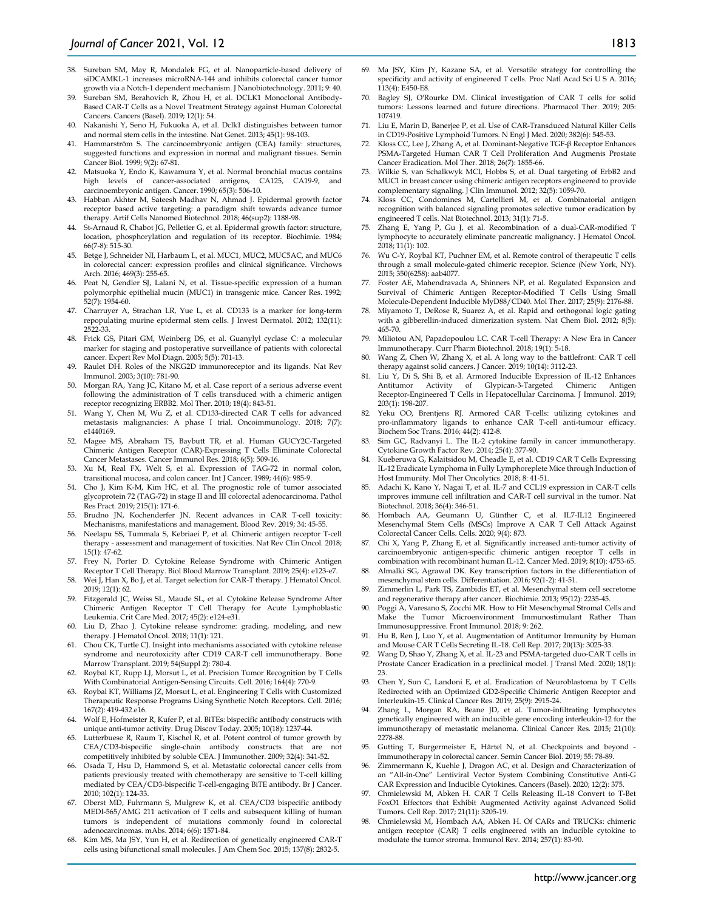38. Sureban SM, May R, Mondalek FG, et al. Nanoparticle-based delivery of siDCAMKL-1 increases microRNA-144 and inhibits colorectal cancer tumor growth via a Notch-1 dependent mechanism. J Nanobiotechnology. 2011; 9: 40.
39. Sureban SM, Berahovich R, Zhou H, et al. DCLK1 Monoclonal Antibody-Based CAR-T Cells as a Novel Treatment Strategy against Human Colorectal Cancers. Cancers (Basel). 2019; 12(1): 54.
40. Nakanishi Y, Seno H, Fukuoka A, et al. Dclk1 distinguishes between tumor and normal stem cells in the intestine. Nat Genet. 2013; 45(1): 98-103.
41. Hammarström S. The carcinoembryonic antigen (CEA) family: structures, suggested functions and expression in normal and malignant tissues. Semin Cancer Biol. 1999; 9(2): 67-81.
42. Matsuoka Y, Endo K, Kawamura Y, et al. Normal bronchial mucus contains high levels of cancer-associated antigens, CA125, CA19-9, and carcinoembryonic antigen. Cancer. 1990; 65(3): 506-10.
43. Habban Akhter M, Sateesh Madhav N, Ahmad J. Epidermal growth factor receptor based active targeting: a paradigm shift towards advance tumor therapy. Artif Cells Nanomed Biotechnol. 2018; 46(sup2): 1188-98.
44. St-Arnaud R, Chabot JG, Pelletier G, et al. Epidermal growth factor: structure, location, phosphorylation and regulation of its receptor. Biochimie. 1984; 66(7-8): 515-30.
45. Betge J, Schneider NI, Harbaum L, et al. MUC1, MUC2, MUC5AC, and MUC6 in colorectal cancer: expression profiles and clinical significance. Virchows Arch. 2016; 469(3): 255-65.
46. Peat N, Gendler SJ, Lalani N, et al. Tissue-specific expression of a human polymorphic epithelial mucin (MUC1) in transgenic mice. Cancer Res. 1992; 52(7): 1954-60.
47. Charruyer A, Strachan LR, Yue L, et al. CD133 is a marker for long-term repopulating murine epidermal stem cells. J Invest Dermatol. 2012; 132(11): 2522-33.
48. Frick GS, Pitari GM, Weinberg DS, et al. Guanylyl cyclase C: a molecular marker for staging and postoperative surveillance of patients with colorectal cancer. Expert Rev Mol Diagn. 2005; 5(5): 701-13.
49. Raulet DH. Roles of the NKG2D immunoreceptor and its ligands. Nat Rev Immunol. 2003; 3(10): 781-90.
50. Morgan RA, Yang JC, Kitano M, et al. Case report of a serious adverse event following the administration of T cells transduced with a chimeric antigen receptor recognizing ERBB2. Mol Ther. 2010; 18(4): 843-51.
51. Wang Y, Chen M, Wu Z, et al. CD133-directed CAR T cells for advanced metastasis malignancies: A phase I trial. Oncoimmunology. 2018; 7(7): e1440169.
52. Magee MS, Abraham TS, Baybutt TR, et al. Human GUCY2C-Targeted Chimeric Antigen Receptor (CAR)-Expressing T Cells Eliminate Colorectal Cancer Metastases. Cancer Immunol Res. 2018; 6(5): 509-16.
53. Xu M, Real FX, Welt S, et al. Expression of TAG-72 in normal colon, transitional mucosa, and colon cancer. Int J Cancer. 1989; 44(6): 985-9.
54. Cho J, Kim K-M, Kim HC, et al. The prognostic role of tumor associated glycoprotein 72 (TAG-72) in stage II and III colorectal adenocarcinoma. Pathol Res Pract. 2019; 215(1): 171-6.
55. Brudno JN, Kochenderfer JN. Recent advances in CAR T-cell toxicity: Mechanisms, manifestations and management. Blood Rev. 2019; 34: 45-55.
56. Neelapu SS, Tummala S, Kebriaei P, et al. Chimeric antigen receptor T-cell therapy - assessment and management of toxicities. Nat Rev Clin Oncol. 2018; 15(1): 47-62.
57. Frey N, Porter D. Cytokine Release Syndrome with Chimeric Antigen Receptor T Cell Therapy. Biol Blood Marrow Transplant. 2019; 25(4): e123-e7.
58. Wei J, Han X, Bo J, et al. Target selection for CAR-T therapy. J Hematol Oncol. 2019; 12(1): 62.
59. Fitzgerald JC, Weiss SL, Maude SL, et al. Cytokine Release Syndrome After Chimeric Antigen Receptor T Cell Therapy for Acute Lymphoblastic Leukemia. Crit Care Med. 2017; 45(2): e124-e31.
60. Liu D, Zhao J. Cytokine release syndrome: grading, modeling, and new therapy. J Hematol Oncol. 2018; 11(1): 121.
61. Chou CK, Turtle CJ. Insight into mechanisms associated with cytokine release syndrome and neurotoxicity after CD19 CAR-T cell immunotherapy. Bone Marrow Transplant. 2019; 54(Suppl 2): 780-4.
62. Roybal KT, Rupp LJ, Morsut L, et al. Precision Tumor Recognition by T Cells With Combinatorial Antigen-Sensing Circuits. Cell. 2016; 164(4): 770-9.
63. Roybal KT, Williams JZ, Morsut L, et al. Engineering T Cells with Customized Therapeutic Response Programs Using Synthetic Notch Receptors. Cell. 2016; 167(2): 419-432.e16.
64. Wolf E, Hofmeister R, Kufer P, et al. BiTEs: bispecific antibody constructs with unique anti-tumor activity. Drug Discov Today. 2005; 10(18): 1237-44.
65. Lutterbuese R, Raum T, Kischel R, et al. Potent control of tumor growth by CEA/CD3-bispecific single-chain antibody constructs that are not competitively inhibited by soluble CEA. J Immunother. 2009; 32(4): 341-52.
66. Osada T, Hsu D, Hammond S, et al. Metastatic colorectal cancer cells from patients previously treated with chemotherapy are sensitive to T-cell killing mediated by CEA/CD3-bispecific T-cell-engaging BiTE antibody. Br J Cancer. 2010; 102(1): 124-33.
67. Oberst MD, Fuhrmann S, Mulgrew K, et al. CEA/CD3 bispecific antibody MEDI-565/AMG 211 activation of T cells and subsequent killing of human tumors is independent of mutations commonly found in colorectal adenocarcinomas. mAbs. 2014; 6(6): 1571-84.
68. Kim MS, Ma JSY, Yun H, et al. Redirection of genetically engineered CAR-T cells using bifunctional small molecules. J Am Chem Soc. 2015; 137(8): 2832-5.
69. Ma JSY, Kim JY, Kazane SA, et al. Versatile strategy for controlling the specificity and activity of engineered T cells. Proc Natl Acad Sci U S A. 2016; 113(4): E450-E8.
70. Bagley SJ, O'Rourke DM. Clinical investigation of CAR T cells for solid tumors: Lessons learned and future directions. Pharmacol Ther. 2019; 205: 107419.
71. Liu E, Marin D, Banerjee P, et al. Use of CAR-Transduced Natural Killer Cells in CD19-Positive Lymphoid Tumors. N Engl J Med. 2020; 382(6): 545-53.
72. Kloss CC, Lee J, Zhang A, et al. Dominant-Negative TGF-β Receptor Enhances PSMA-Targeted Human CAR T Cell Proliferation And Augments Prostate Cancer Eradication. Mol Ther. 2018; 26(7): 1855-66.
73. Wilkie S, van Schalkwyk MCI, Hobbs S, et al. Dual targeting of ErbB2 and MUC1 in breast cancer using chimeric antigen receptors engineered to provide complementary signaling. J Clin Immunol. 2012; 32(5): 1059-70.
74. Kloss CC, Condomines M, Cartellieri M, et al. Combinatorial antigen recognition with balanced signaling promotes selective tumor eradication by engineered T cells. Nat Biotechnol. 2013; 31(1): 71-5.
75. Zhang E, Yang P, Gu J, et al. Recombination of a dual-CAR-modified T lymphocyte to accurately eliminate pancreatic malignancy. J Hematol Oncol. 2018; 11(1): 102.
76. Wu C-Y, Roybal KT, Puchner EM, et al. Remote control of therapeutic T cells through a small molecule-gated chimeric receptor. Science (New York, NY). 2015; 350(6258): aab4077.
77. Foster AE, Mahendravada A, Shinners NP, et al. Regulated Expansion and Survival of Chimeric Antigen Receptor-Modified T Cells Using Small Molecule-Dependent Inducible MyD88/CD40. Mol Ther. 2017; 25(9): 2176-88.
78. Miyamoto T, DeRose R, Suarez A, et al. Rapid and orthogonal logic gating with a gibberellin-induced dimerization system. Nat Chem Biol. 2012; 8(5): 465-70.
79. Miliotou AN, Papadopoulou LC. CAR T-cell Therapy: A New Era in Cancer Immunotherapy. Curr Pharm Biotechnol. 2018; 19(1): 5-18.
80. Wang Z, Chen W, Zhang X, et al. A long way to the battlefront: CAR T cell therapy against solid cancers. J Cancer. 2019; 10(14): 3112-23.
81. Liu Y, Di S, Shi B, et al. Armored Inducible Expression of IL-12 Enhances Antitumor Activity of Glypican-3-Targeted Chimeric Antigen Receptor-Engineered T Cells in Hepatocellular Carcinoma. J Immunol. 2019; 203(1): 198-207.
82. Yeku OO, Brentjens RJ. Armored CAR T-cells: utilizing cytokines and pro-inflammatory ligands to enhance CAR T-cell anti-tumour efficacy. Biochem Soc Trans. 2016; 44(2): 412-8.
83. Sim GC, Radvanyi L. The IL-2 cytokine family in cancer immunotherapy. Cytokine Growth Factor Rev. 2014; 25(4): 377-90.
84. Kueberuwa G, Kalaitsidou M, Cheadle E, et al. CD19 CAR T Cells Expressing IL-12 Eradicate Lymphoma in Fully Lymphoreplete Mice through Induction of Host Immunity. Mol Ther Oncolytics. 2018; 8: 41-51.
85. Adachi K, Kano Y, Nagai T, et al. IL-7 and CCL19 expression in CAR-T cells improves immune cell infiltration and CAR-T cell survival in the tumor. Nat Biotechnol. 2018; 36(4): 346-51.
86. Hombach AA, Geumann U, Günther C, et al. IL7-IL12 Engineered Mesenchymal Stem Cells (MSCs) Improve A CAR T Cell Attack Against Colorectal Cancer Cells. Cells. 2020; 9(4): 873.
87. Chi X, Yang P, Zhang E, et al. Significantly increased anti-tumor activity of carcinoembryonic antigen-specific chimeric antigen receptor T cells in combination with recombinant human IL-12. Cancer Med. 2019; 8(10): 4753-65.
88. Almalki SG, Agrawal DK. Key transcription factors in the differentiation of mesenchymal stem cells. Differentiation. 2016; 92(1-2): 41-51.
89. Zimmerlin L, Park TS, Zambidis ET, et al. Mesenchymal stem cell secretome and regenerative therapy after cancer. Biochimie. 2013; 95(12): 2235-45.
90. Poggi A, Varesano S, Zocchi MR. How to Hit Mesenchymal Stromal Cells and Make the Tumor Microenvironment Immunostimulant Rather Than Immunosuppressive. Front Immunol. 2018; 9: 262.
91. Hu B, Ren J, Luo Y, et al. Augmentation of Antitumor Immunity by Human and Mouse CAR T Cells Secreting IL-18. Cell Rep. 2017; 20(13): 3025-33.
92. Wang D, Shao Y, Zhang X, et al. IL-23 and PSMA-targeted duo-CAR T cells in Prostate Cancer Eradication in a preclinical model. J Transl Med. 2020; 18(1): 23.
93. Chen Y, Sun C, Landoni E, et al. Eradication of Neuroblastoma by T Cells Redirected with an Optimized GD2-Specific Chimeric Antigen Receptor and Interleukin-15. Clinical Cancer Res. 2019; 25(9): 2915-24.
94. Zhang L, Morgan RA, Beane JD, et al. Tumor-infiltrating lymphocytes genetically engineered with an inducible gene encoding interleukin-12 for the immunotherapy of metastatic melanoma. Clinical Cancer Res. 2015; 21(10): 2278-88.
95. Gutting T, Burgermeister E, Härtel N, et al. Checkpoints and beyond - Immunotherapy in colorectal cancer. Semin Cancer Biol. 2019; 55: 78-89.
96. Zimmermann K, Kuehle J, Dragon AC, et al. Design and Characterization of an "All-in-One" Lentiviral Vector System Combining Constitutive Anti-G CAR Expression and Inducible Cytokines. Cancers (Basel). 2020; 12(2): 375.
97. Chmielewski M, Abken H. CAR T Cells Releasing IL-18 Convert to T-Bet FoxO1 Effectors that Exhibit Augmented Activity against Advanced Solid Tumors. Cell Rep. 2017; 21(11): 3205-19.
98. Chmielewski M, Hombach AA, Abken H. Of CARs and TRUCKs: chimeric antigen receptor (CAR) T cells engineered with an inducible cytokine to modulate the tumor stroma. Immunol Rev. 2014; 257(1): 83-90.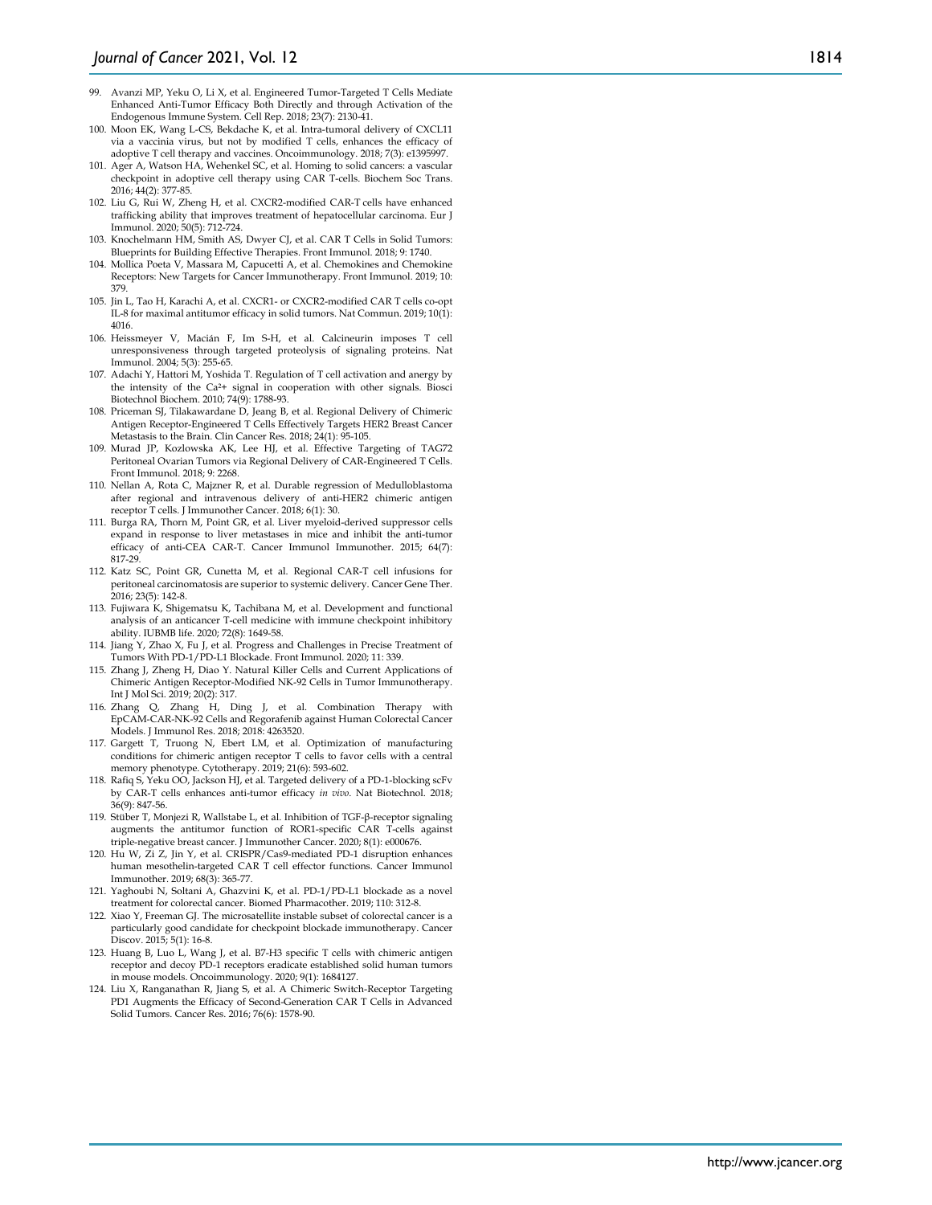99. Avanzi MP, Yeku O, Li X, et al. Engineered Tumor-Targeted T Cells Mediate Enhanced Anti-Tumor Efficacy Both Directly and through Activation of the Endogenous Immune System. Cell Rep. 2018; 23(7): 2130-41.
100. Moon EK, Wang L-CS, Bekdache K, et al. Intra-tumoral delivery of CXCL11 via a vaccinia virus, but not by modified T cells, enhances the efficacy of adoptive T cell therapy and vaccines. Oncoimmunology. 2018; 7(3): e1395997.
101. Ager A, Watson HA, Wehenkel SC, et al. Homing to solid cancers: a vascular checkpoint in adoptive cell therapy using CAR T-cells. Biochem Soc Trans. 2016; 44(2): 377-85.
102. Liu G, Rui W, Zheng H, et al. CXCR2-modified CAR-T cells have enhanced trafficking ability that improves treatment of hepatocellular carcinoma. Eur J Immunol. 2020; 50(5): 712-724.
103. Knochelmann HM, Smith AS, Dwyer CJ, et al. CAR T Cells in Solid Tumors: Blueprints for Building Effective Therapies. Front Immunol. 2018; 9: 1740.
104. Mollica Poeta V, Massara M, Capucetti A, et al. Chemokines and Chemokine Receptors: New Targets for Cancer Immunotherapy. Front Immunol. 2019; 10: 379.
105. Jin L, Tao H, Karachi A, et al. CXCR1- or CXCR2-modified CAR T cells co-opt IL-8 for maximal antitumor efficacy in solid tumors. Nat Commun. 2019; 10(1): 4016.
106. Heissmeyer V, Macián F, Im S-H, et al. Calcineurin imposes T cell unresponsiveness through targeted proteolysis of signaling proteins. Nat Immunol. 2004; 5(3): 255-65.
107. Adachi Y, Hattori M, Yoshida T. Regulation of T cell activation and anergy by the intensity of the $Ca^{2+}$ signal in cooperation with other signals. Biosci Biotechnol Biochem. 2010; 74(9): 1788-93.
108. Priceman SJ, Tilakawardane D, Jeang B, et al. Regional Delivery of Chimeric Antigen Receptor-Engineered T Cells Effectively Targets HER2 Breast Cancer Metastasis to the Brain. Clin Cancer Res. 2018; 24(1): 95-105.
109. Murad JP, Kozlowska AK, Lee HJ, et al. Effective Targeting of TAG72 Peritoneal Ovarian Tumors via Regional Delivery of CAR-Engineered T Cells. Front Immunol. 2018; 9: 2268.
110. Nellan A, Rota C, Majzner R, et al. Durable regression of Medulloblastoma after regional and intravenous delivery of anti-HER2 chimeric antigen receptor T cells. J Immunother Cancer. 2018; 6(1): 30.
111. Burga RA, Thorn M, Point GR, et al. Liver myeloid-derived suppressor cells expand in response to liver metastases in mice and inhibit the anti-tumor efficacy of anti-CEA CAR-T. Cancer Immunol Immunother. 2015; 64(7): 817-29.
112. Katz SC, Point GR, Cunetta M, et al. Regional CAR-T cell infusions for peritoneal carcinomatosis are superior to systemic delivery. Cancer Gene Ther. 2016; 23(5): 142-8.
113. Fujiwara K, Shigematsu K, Tachibana M, et al. Development and functional analysis of an anticancer T-cell medicine with immune checkpoint inhibitory ability. IUBMB life. 2020; 72(8): 1649-58.
114. Jiang Y, Zhao X, Fu J, et al. Progress and Challenges in Precise Treatment of Tumors With PD-1/PD-L1 Blockade. Front Immunol. 2020; 11: 339.
115. Zhang J, Zheng H, Diao Y. Natural Killer Cells and Current Applications of Chimeric Antigen Receptor-Modified NK-92 Cells in Tumor Immunotherapy. Int J Mol Sci. 2019; 20(2): 317.
116. Zhang Q, Zhang H, Ding J, et al. Combination Therapy with EpCAM-CAR-NK-92 Cells and Regorafenib against Human Colorectal Cancer Models. J Immunol Res. 2018; 2018: 4263520.
117. Gargett T, Truong N, Ebert LM, et al. Optimization of manufacturing conditions for chimeric antigen receptor T cells to favor cells with a central memory phenotype. Cytotherapy. 2019; 21(6): 593-602.
118. Rafiq S, Yeku OO, Jackson HJ, et al. Targeted delivery of a PD-1-blocking scFv by CAR-T cells enhances anti-tumor efficacy *in vivo*. Nat Biotechnol. 2018; 36(9): 847-56.
119. Stüber T, Monjezi R, Wallstabe L, et al. Inhibition of TGF-β-receptor signaling augments the antitumor function of ROR1-specific CAR T-cells against triple-negative breast cancer. J Immunother Cancer. 2020; 8(1): e000676.
120. Hu W, Zi Z, Jin Y, et al. CRISPR/Cas9-mediated PD-1 disruption enhances human mesothelin-targeted CAR T cell effector functions. Cancer Immunol Immunother. 2019; 68(3): 365-77.
121. Yaghoubi N, Soltani A, Ghazvini K, et al. PD-1/PD-L1 blockade as a novel treatment for colorectal cancer. Biomed Pharmacother. 2019; 110: 312-8.
122. Xiao Y, Freeman GJ. The microsatellite instable subset of colorectal cancer is a particularly good candidate for checkpoint blockade immunotherapy. Cancer Discov. 2015; 5(1): 16-8.
123. Huang B, Luo L, Wang J, et al. B7-H3 specific T cells with chimeric antigen receptor and decoy PD-1 receptors eradicate established solid human tumors in mouse models. Oncoimmunology. 2020; 9(1): 1684127.
124. Liu X, Ranganathan R, Jiang S, et al. A Chimeric Switch-Receptor Targeting PD1 Augments the Efficacy of Second-Generation CAR T Cells in Advanced Solid Tumors. Cancer Res. 2016; 76(6): 1578-90.